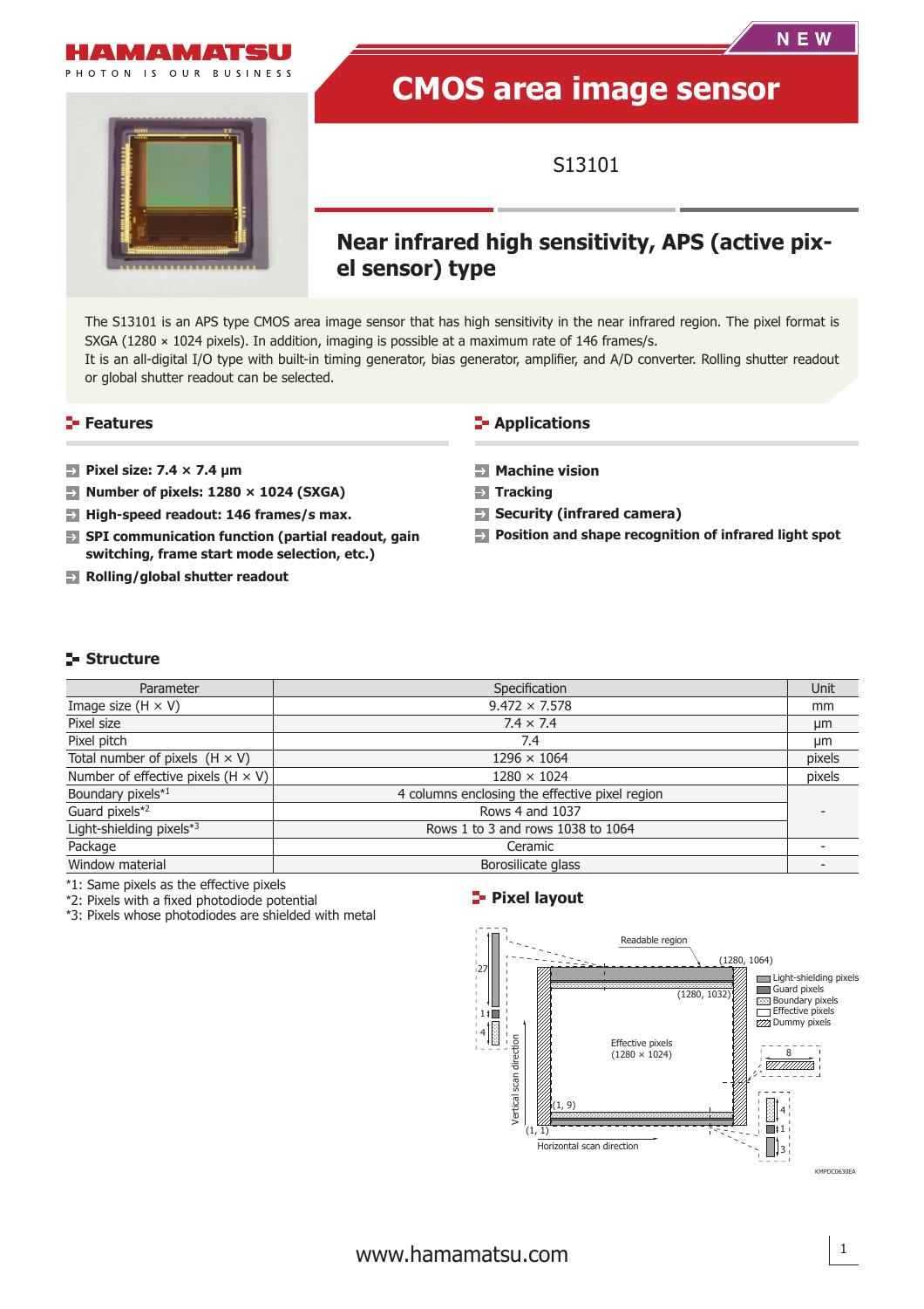HAMAMATSU
PHOTON IS OUR BUSINESS

NEW

# CMOS area image sensor

S13101

## Near infrared high sensitivity, APS (active pixel sensor) type

The S13101 is an APS type CMOS area image sensor that has high sensitivity in the near infrared region. The pixel format is SXGA (1280 × 1024 pixels). In addition, imaging is possible at a maximum rate of 146 frames/s.
It is an all-digital I/O type with built-in timing generator, bias generator, amplifier, and A/D converter. Rolling shutter readout or global shutter readout can be selected.

## Features

- **Pixel size: 7.4 × 7.4 μm**
- **Number of pixels: 1280 × 1024 (SXGA)**
- **High-speed readout: 146 frames/s max.**
- **SPI communication function (partial readout, gain switching, frame start mode selection, etc.)**
- **Rolling/global shutter readout**

## Applications

- **Machine vision**
- **Tracking**
- **Security (infrared camera)**
- **Position and shape recognition of infrared light spot**

## Structure

| Parameter | Specification | Unit |
|---|---|---|
| Image size (H × V) | 9.472 × 7.578 | mm |
| Pixel size | 7.4 × 7.4 | μm |
| Pixel pitch | 7.4 | μm |
| Total number of pixels (H × V) | 1296 × 1064 | pixels |
| Number of effective pixels (H × V) | 1280 × 1024 | pixels |
| Boundary pixels*1 | 4 columns enclosing the effective pixel region | - |
| Guard pixels*2 | Rows 4 and 1037 | - |
| Light-shielding pixels*3 | Rows 1 to 3 and rows 1038 to 1064 | - |
| Package | Ceramic | - |
| Window material | Borosilicate glass | - |

*1: Same pixels as the effective pixels
*2: Pixels with a fixed photodiode potential
*3: Pixels whose photodiodes are shielded with metal

## Pixel layout

Readable region; (1280, 1064); (1280, 1032); Effective pixels (1280 × 1024); (1, 9); (1, 1); Vertical scan direction; Horizontal scan direction; 27; 1; 4; 8; 4; 1; 3
Legend: Light-shielding pixels, Guard pixels, Boundary pixels, Effective pixels, Dummy pixels

KMPDC0630EA

www.hamamatsu.com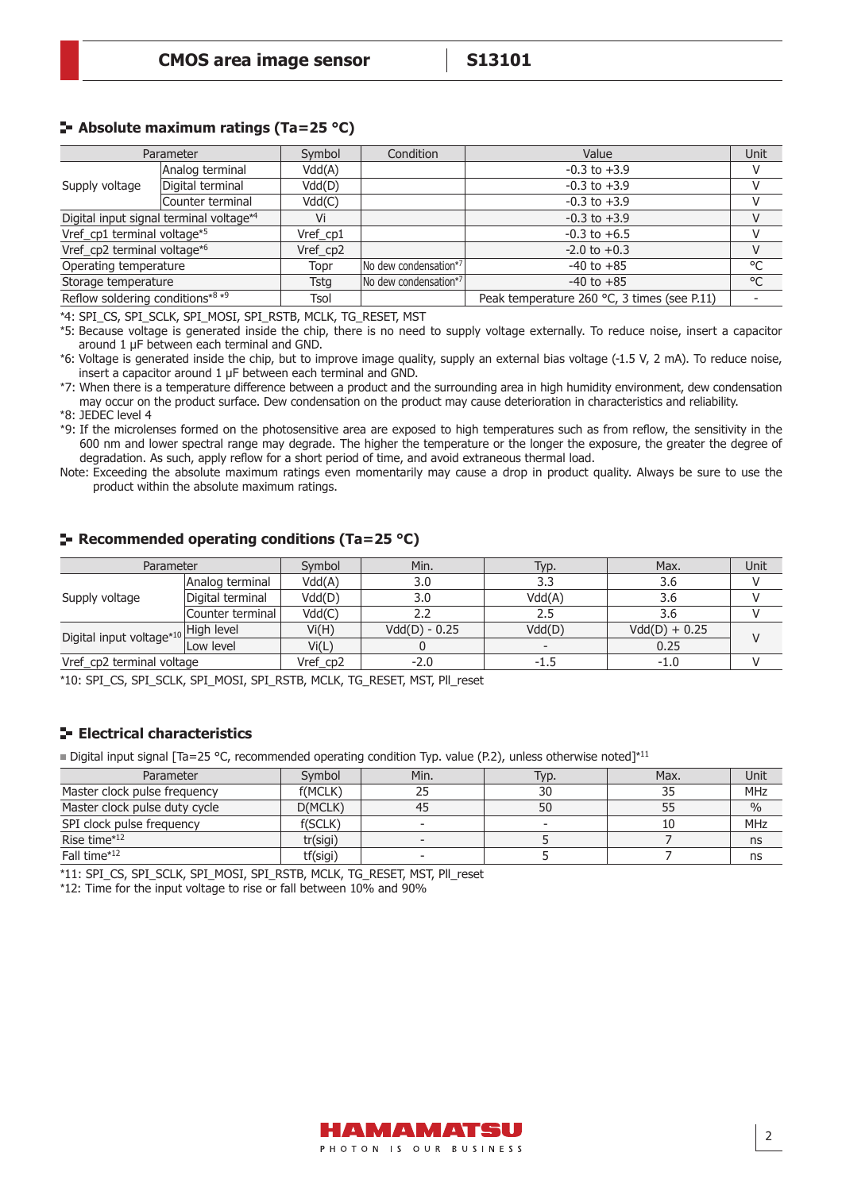## Absolute maximum ratings (Ta=25 °C)

| Parameter | | Symbol | Condition | Value | Unit |
|---|---|---|---|---|---|
| Supply voltage | Analog terminal | Vdd(A) | | -0.3 to +3.9 | V |
| | Digital terminal | Vdd(D) | | -0.3 to +3.9 | V |
| | Counter terminal | Vdd(C) | | -0.3 to +3.9 | V |
| Digital input signal terminal voltage*4 | | Vi | | -0.3 to +3.9 | V |
| Vref_cp1 terminal voltage*5 | | Vref_cp1 | | -0.3 to +6.5 | V |
| Vref_cp2 terminal voltage*6 | | Vref_cp2 | | -2.0 to +0.3 | V |
| Operating temperature | | Topr | No dew condensation*7 | -40 to +85 | °C |
| Storage temperature | | Tstg | No dew condensation*7 | -40 to +85 | °C |
| Reflow soldering conditions*8 *9 | | Tsol | | Peak temperature 260 °C, 3 times (see P.11) | - |

*4: SPI_CS, SPI_SCLK, SPI_MOSI, SPI_RSTB, MCLK, TG_RESET, MST

*5: Because voltage is generated inside the chip, there is no need to supply voltage externally. To reduce noise, insert a capacitor around 1 µF between each terminal and GND.

*6: Voltage is generated inside the chip, but to improve image quality, supply an external bias voltage (-1.5 V, 2 mA). To reduce noise, insert a capacitor around 1 µF between each terminal and GND.

*7: When there is a temperature difference between a product and the surrounding area in high humidity environment, dew condensation may occur on the product surface. Dew condensation on the product may cause deterioration in characteristics and reliability.

*8: JEDEC level 4

*9: If the microlenses formed on the photosensitive area are exposed to high temperatures such as from reflow, the sensitivity in the 600 nm and lower spectral range may degrade. The higher the temperature or the longer the exposure, the greater the degree of degradation. As such, apply reflow for a short period of time, and avoid extraneous thermal load.

Note: Exceeding the absolute maximum ratings even momentarily may cause a drop in product quality. Always be sure to use the product within the absolute maximum ratings.

## Recommended operating conditions (Ta=25 °C)

| Parameter | | Symbol | Min. | Typ. | Max. | Unit |
|---|---|---|---|---|---|---|
| Supply voltage | Analog terminal | Vdd(A) | 3.0 | 3.3 | 3.6 | V |
| | Digital terminal | Vdd(D) | 3.0 | Vdd(A) | 3.6 | V |
| | Counter terminal | Vdd(C) | 2.2 | 2.5 | 3.6 | V |
| Digital input voltage*10 | High level | Vi(H) | Vdd(D) - 0.25 | Vdd(D) | Vdd(D) + 0.25 | V |
| | Low level | Vi(L) | 0 | - | 0.25 | |
| Vref_cp2 terminal voltage | | Vref_cp2 | -2.0 | -1.5 | -1.0 | V |

*10: SPI_CS, SPI_SCLK, SPI_MOSI, SPI_RSTB, MCLK, TG_RESET, MST, Pll_reset

## Electrical characteristics

■ Digital input signal [Ta=25 °C, recommended operating condition Typ. value (P.2), unless otherwise noted]*11

| Parameter | Symbol | Min. | Typ. | Max. | Unit |
|---|---|---|---|---|---|
| Master clock pulse frequency | f(MCLK) | 25 | 30 | 35 | MHz |
| Master clock pulse duty cycle | D(MCLK) | 45 | 50 | 55 | % |
| SPI clock pulse frequency | f(SCLK) | - | - | 10 | MHz |
| Rise time*12 | tr(sigi) | - | 5 | 7 | ns |
| Fall time*12 | tf(sigi) | - | 5 | 7 | ns |

*11: SPI_CS, SPI_SCLK, SPI_MOSI, SPI_RSTB, MCLK, TG_RESET, MST, Pll_reset

*12: Time for the input voltage to rise or fall between 10% and 90%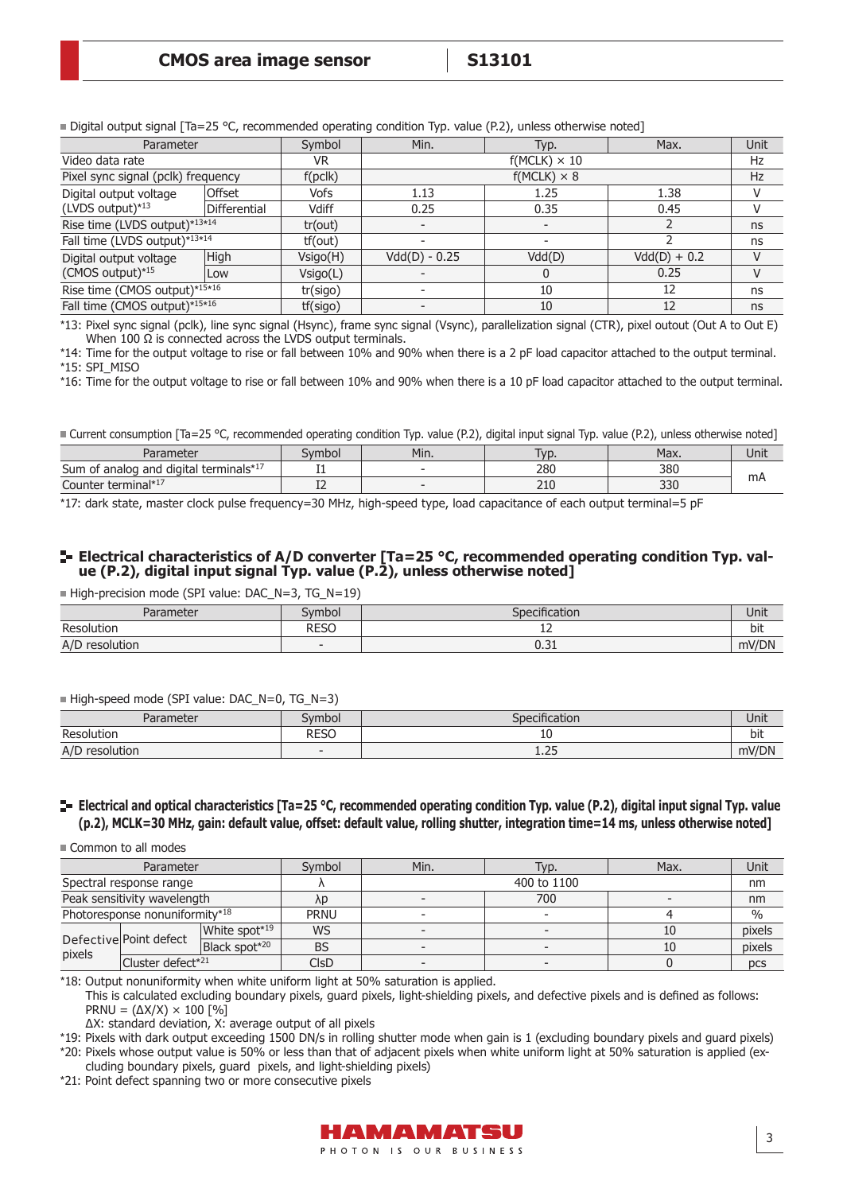■ Digital output signal [Ta=25 °C, recommended operating condition Typ. value (P.2), unless otherwise noted]

| Parameter | | Symbol | Min. | Typ. | Max. | Unit |
|---|---|---|---|---|---|---|
| Video data rate | | VR | | f(MCLK) × 10 | | Hz |
| Pixel sync signal (pclk) frequency | | f(pclk) | | f(MCLK) × 8 | | Hz |
| Digital output voltage (LVDS output)*13 | Offset | Vofs | 1.13 | 1.25 | 1.38 | V |
| | Differential | Vdiff | 0.25 | 0.35 | 0.45 | V |
| Rise time (LVDS output)*13*14 | | tr(out) | - | - | 2 | ns |
| Fall time (LVDS output)*13*14 | | tf(out) | - | - | 2 | ns |
| Digital output voltage (CMOS output)*15 | High | Vsigo(H) | Vdd(D) - 0.25 | Vdd(D) | Vdd(D) + 0.2 | V |
| | Low | Vsigo(L) | - | 0 | 0.25 | V |
| Rise time (CMOS output)*15*16 | | tr(sigo) | - | 10 | 12 | ns |
| Fall time (CMOS output)*15*16 | | tf(sigo) | - | 10 | 12 | ns |

*13: Pixel sync signal (pclk), line sync signal (Hsync), frame sync signal (Vsync), parallelization signal (CTR), pixel outout (Out A to Out E) When 100 Ω is connected across the LVDS output terminals.
*14: Time for the output voltage to rise or fall between 10% and 90% when there is a 2 pF load capacitor attached to the output terminal.
*15: SPI_MISO
*16: Time for the output voltage to rise or fall between 10% and 90% when there is a 10 pF load capacitor attached to the output terminal.

■ Current consumption [Ta=25 °C, recommended operating condition Typ. value (P.2), digital input signal Typ. value (P.2), unless otherwise noted]

| Parameter | Symbol | Min. | Typ. | Max. | Unit |
|---|---|---|---|---|---|
| Sum of analog and digital terminals*17 | I1 | - | 280 | 380 | mA |
| Counter terminal*17 | I2 | - | 210 | 330 | mA |

*17: dark state, master clock pulse frequency=30 MHz, high-speed type, load capacitance of each output terminal=5 pF

## Electrical characteristics of A/D converter [Ta=25 °C, recommended operating condition Typ. value (P.2), digital input signal Typ. value (P.2), unless otherwise noted]

■ High-precision mode (SPI value: DAC_N=3, TG_N=19)

| Parameter | Symbol | Specification | Unit |
|---|---|---|---|
| Resolution | RESO | 12 | bit |
| A/D resolution | - | 0.31 | mV/DN |

■ High-speed mode (SPI value: DAC_N=0, TG_N=3)

| Parameter | Symbol | Specification | Unit |
|---|---|---|---|
| Resolution | RESO | 10 | bit |
| A/D resolution | - | 1.25 | mV/DN |

## Electrical and optical characteristics [Ta=25 °C, recommended operating condition Typ. value (P.2), digital input signal Typ. value (p.2), MCLK=30 MHz, gain: default value, offset: default value, rolling shutter, integration time=14 ms, unless otherwise noted]

■ Common to all modes

| Parameter | | | Symbol | Min. | Typ. | Max. | Unit |
|---|---|---|---|---|---|---|---|
| Spectral response range | | | λ | | 400 to 1100 | | nm |
| Peak sensitivity wavelength | | | λp | - | 700 | - | nm |
| Photoresponse nonuniformity*18 | | | PRNU | - | - | 4 | % |
| Defective pixels | Point defect | White spot*19 | WS | - | - | 10 | pixels |
| | | Black spot*20 | BS | - | - | 10 | pixels |
| | Cluster defect*21 | | ClsD | - | - | 0 | pcs |

*18: Output nonuniformity when white uniform light at 50% saturation is applied.
This is calculated excluding boundary pixels, guard pixels, light-shielding pixels, and defective pixels and is defined as follows:
PRNU = (ΔX/X) × 100 [%]
ΔX: standard deviation, X: average output of all pixels
*19: Pixels with dark output exceeding 1500 DN/s in rolling shutter mode when gain is 1 (excluding boundary pixels and guard pixels)
*20: Pixels whose output value is 50% or less than that of adjacent pixels when white uniform light at 50% saturation is applied (excluding boundary pixels, guard pixels, and light-shielding pixels)
*21: Point defect spanning two or more consecutive pixels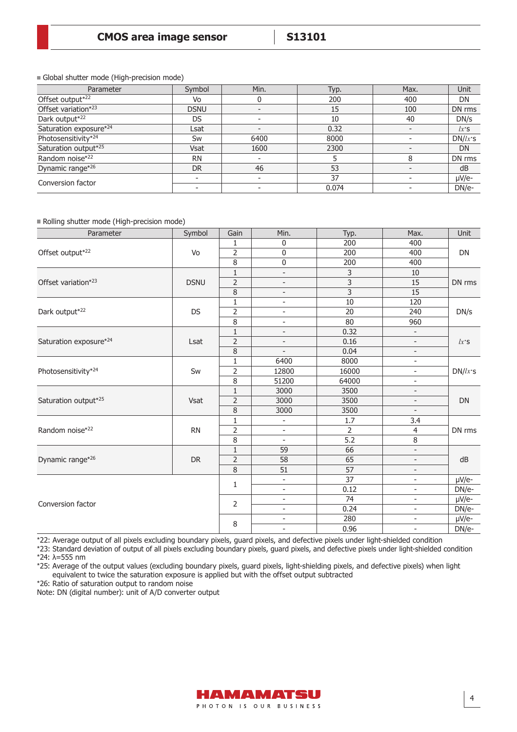■ Global shutter mode (High-precision mode)

| Parameter | Symbol | Min. | Typ. | Max. | Unit |
|---|---|---|---|---|---|
| Offset output*22 | Vo | 0 | 200 | 400 | DN |
| Offset variation*23 | DSNU | - | 15 | 100 | DN rms |
| Dark output*22 | DS | - | 10 | 40 | DN/s |
| Saturation exposure*24 | Lsat | - | 0.32 | - | lx·s |
| Photosensitivity*24 | Sw | 6400 | 8000 | - | DN/lx·s |
| Saturation output*25 | Vsat | 1600 | 2300 | - | DN |
| Random noise*22 | RN | - | 5 | 8 | DN rms |
| Dynamic range*26 | DR | 46 | 53 | - | dB |
| Conversion factor | - | - | 37 | - | μV/e- |
| | - | - | 0.074 | - | DN/e- |

■ Rolling shutter mode (High-precision mode)

| Parameter | Symbol | Gain | Min. | Typ. | Max. | Unit |
|---|---|---|---|---|---|---|
| Offset output*22 | Vo | 1 | 0 | 200 | 400 | DN |
| | | 2 | 0 | 200 | 400 | |
| | | 8 | 0 | 200 | 400 | |
| Offset variation*23 | DSNU | 1 | - | 3 | 10 | DN rms |
| | | 2 | - | 3 | 15 | |
| | | 8 | - | 3 | 15 | |
| Dark output*22 | DS | 1 | - | 10 | 120 | DN/s |
| | | 2 | - | 20 | 240 | |
| | | 8 | - | 80 | 960 | |
| Saturation exposure*24 | Lsat | 1 | - | 0.32 | - | lx·s |
| | | 2 | - | 0.16 | - | |
| | | 8 | - | 0.04 | - | |
| Photosensitivity*24 | Sw | 1 | 6400 | 8000 | - | DN/lx·s |
| | | 2 | 12800 | 16000 | - | |
| | | 8 | 51200 | 64000 | - | |
| Saturation output*25 | Vsat | 1 | 3000 | 3500 | - | DN |
| | | 2 | 3000 | 3500 | - | |
| | | 8 | 3000 | 3500 | - | |
| Random noise*22 | RN | 1 | - | 1.7 | 3.4 | DN rms |
| | | 2 | - | 2 | 4 | |
| | | 8 | - | 5.2 | 8 | |
| Dynamic range*26 | DR | 1 | 59 | 66 | - | dB |
| | | 2 | 58 | 65 | - | |
| | | 8 | 51 | 57 | - | |
| Conversion factor | | 1 | - | 37 | - | μV/e- |
| | | | - | 0.12 | - | DN/e- |
| | | 2 | - | 74 | - | μV/e- |
| | | | - | 0.24 | - | DN/e- |
| | | 8 | - | 280 | - | μV/e- |
| | | | - | 0.96 | - | DN/e- |

*22: Average output of all pixels excluding boundary pixels, guard pixels, and defective pixels under light-shielded condition
*23: Standard deviation of output of all pixels excluding boundary pixels, guard pixels, and defective pixels under light-shielded condition
*24: λ=555 nm
*25: Average of the output values (excluding boundary pixels, guard pixels, light-shielding pixels, and defective pixels) when light equivalent to twice the saturation exposure is applied but with the offset output subtracted
*26: Ratio of saturation output to random noise
Note: DN (digital number): unit of A/D converter output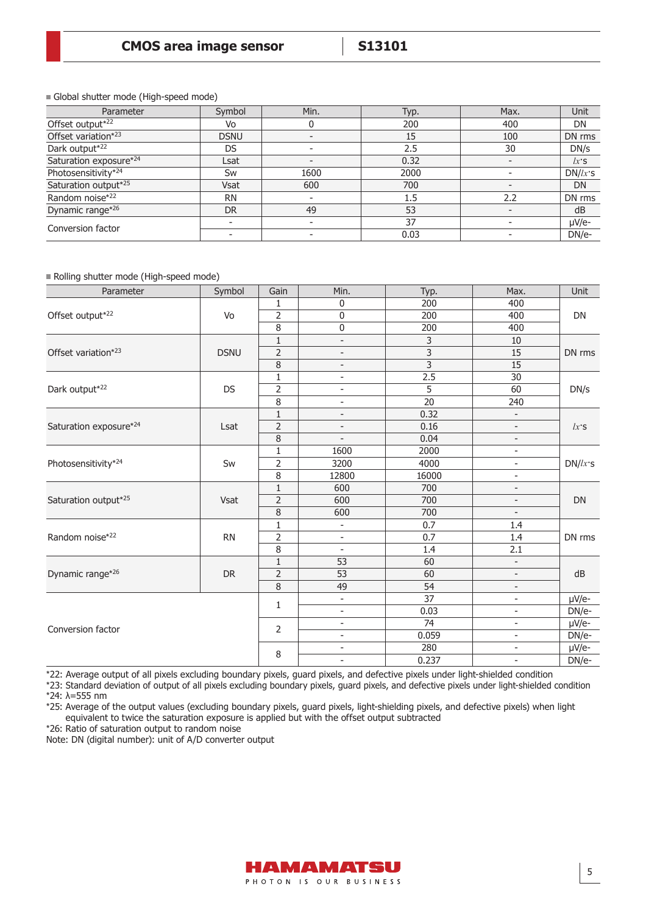■ Global shutter mode (High-speed mode)

| Parameter | Symbol | Min. | Typ. | Max. | Unit |
|---|---|---|---|---|---|
| Offset output*22 | Vo | 0 | 200 | 400 | DN |
| Offset variation*23 | DSNU | - | 15 | 100 | DN rms |
| Dark output*22 | DS | - | 2.5 | 30 | DN/s |
| Saturation exposure*24 | Lsat | - | 0.32 | - | $lx$·s |
| Photosensitivity*24 | Sw | 1600 | 2000 | - | DN/$lx$·s |
| Saturation output*25 | Vsat | 600 | 700 | - | DN |
| Random noise*22 | RN | - | 1.5 | 2.2 | DN rms |
| Dynamic range*26 | DR | 49 | 53 | - | dB |
| Conversion factor | - | - | 37 | - | μV/e- |
| | - | - | 0.03 | - | DN/e- |

■ Rolling shutter mode (High-speed mode)

| Parameter | Symbol | Gain | Min. | Typ. | Max. | Unit |
|---|---|---|---|---|---|---|
| Offset output*22 | Vo | 1 | 0 | 200 | 400 | DN |
| | | 2 | 0 | 200 | 400 | |
| | | 8 | 0 | 200 | 400 | |
| Offset variation*23 | DSNU | 1 | - | 3 | 10 | DN rms |
| | | 2 | - | 3 | 15 | |
| | | 8 | - | 3 | 15 | |
| Dark output*22 | DS | 1 | - | 2.5 | 30 | DN/s |
| | | 2 | - | 5 | 60 | |
| | | 8 | - | 20 | 240 | |
| Saturation exposure*24 | Lsat | 1 | - | 0.32 | - | $lx$·s |
| | | 2 | - | 0.16 | - | |
| | | 8 | - | 0.04 | - | |
| Photosensitivity*24 | Sw | 1 | 1600 | 2000 | - | DN/$lx$·s |
| | | 2 | 3200 | 4000 | - | |
| | | 8 | 12800 | 16000 | - | |
| Saturation output*25 | Vsat | 1 | 600 | 700 | - | DN |
| | | 2 | 600 | 700 | - | |
| | | 8 | 600 | 700 | - | |
| Random noise*22 | RN | 1 | - | 0.7 | 1.4 | DN rms |
| | | 2 | - | 0.7 | 1.4 | |
| | | 8 | - | 1.4 | 2.1 | |
| Dynamic range*26 | DR | 1 | 53 | 60 | - | dB |
| | | 2 | 53 | 60 | - | |
| | | 8 | 49 | 54 | - | |
| Conversion factor | | 1 | - | 37 | - | μV/e- |
| | | | - | 0.03 | - | DN/e- |
| | | 2 | - | 74 | - | μV/e- |
| | | | - | 0.059 | - | DN/e- |
| | | 8 | - | 280 | - | μV/e- |
| | | | - | 0.237 | - | DN/e- |

*22: Average output of all pixels excluding boundary pixels, guard pixels, and defective pixels under light-shielded condition
*23: Standard deviation of output of all pixels excluding boundary pixels, guard pixels, and defective pixels under light-shielded condition
*24: λ=555 nm
*25: Average of the output values (excluding boundary pixels, guard pixels, light-shielding pixels, and defective pixels) when light equivalent to twice the saturation exposure is applied but with the offset output subtracted
*26: Ratio of saturation output to random noise
Note: DN (digital number): unit of A/D converter output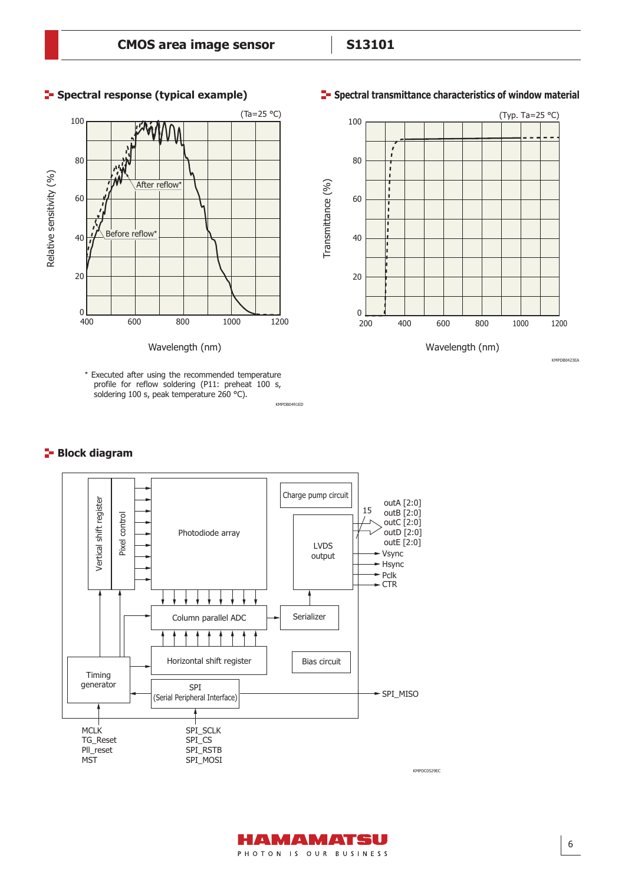## Spectral response (typical example)

(Ta=25 °C)

Relative sensitivity (%) vs. Wavelength (nm)

After reflow*

Before reflow*

\* Executed after using the recommended temperature profile for reflow soldering (P11: preheat 100 s, soldering 100 s, peak temperature 260 °C).

KMPDB0491ED

## Spectral transmittance characteristics of window material

(Typ. Ta=25 °C)

Transmittance (%) vs. Wavelength (nm)

KMPDB0423EA

## Block diagram

Vertical shift register, Pixel control, Photodiode array, Charge pump circuit, LVDS output, Column parallel ADC, Serializer, Horizontal shift register, Bias circuit, Timing generator, SPI (Serial Peripheral Interface)

Outputs: 15 — outA [2:0], outB [2:0], outC [2:0], outD [2:0], outE [2:0], Vsync, Hsync, Pclk, CTR, SPI_MISO

Inputs: MCLK, TG_Reset, Pll_reset, MST, SPI_SCLK, SPI_CS, SPI_RSTB, SPI_MOSI

KMPDC0529EC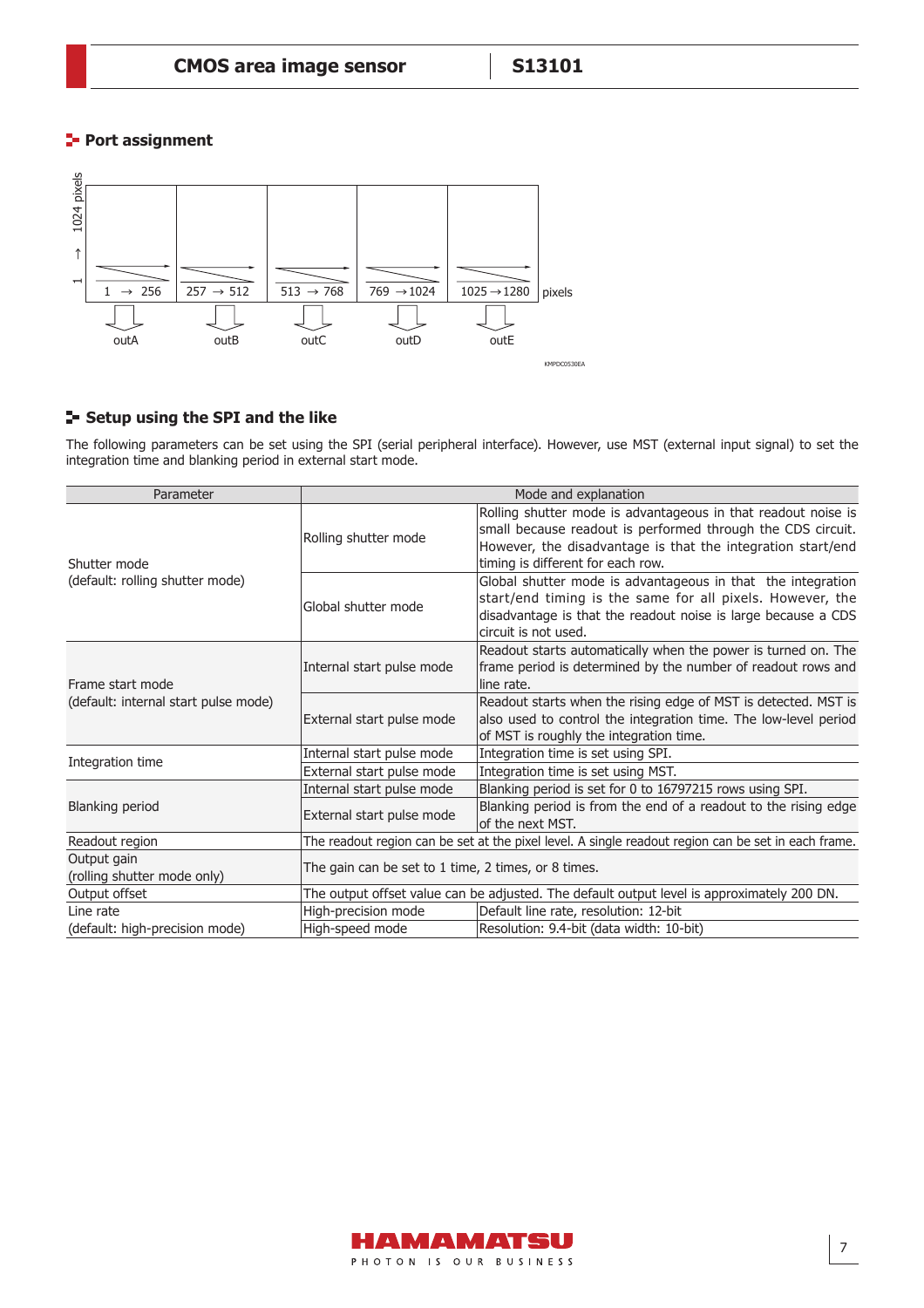## Port assignment

| 1 → 256 | 257 → 512 | 513 → 768 | 769 → 1024 | 1025 → 1280 |
|---|---|---|---|---|
| outA | outB | outC | outD | outE |

(1 → 1024 pixels vertical; horizontal in pixels)

KMPDC0530EA

## Setup using the SPI and the like

The following parameters can be set using the SPI (serial peripheral interface). However, use MST (external input signal) to set the integration time and blanking period in external start mode.

| Parameter | Mode and explanation | |
|---|---|---|
| Shutter mode<br>(default: rolling shutter mode) | Rolling shutter mode | Rolling shutter mode is advantageous in that readout noise is small because readout is performed through the CDS circuit. However, the disadvantage is that the integration start/end timing is different for each row. |
| | Global shutter mode | Global shutter mode is advantageous in that the integration start/end timing is the same for all pixels. However, the disadvantage is that the readout noise is large because a CDS circuit is not used. |
| Frame start mode<br>(default: internal start pulse mode) | Internal start pulse mode | Readout starts automatically when the power is turned on. The frame period is determined by the number of readout rows and line rate. |
| | External start pulse mode | Readout starts when the rising edge of MST is detected. MST is also used to control the integration time. The low-level period of MST is roughly the integration time. |
| Integration time | Internal start pulse mode | Integration time is set using SPI. |
| | External start pulse mode | Integration time is set using MST. |
| Blanking period | Internal start pulse mode | Blanking period is set for 0 to 16797215 rows using SPI. |
| | External start pulse mode | Blanking period is from the end of a readout to the rising edge of the next MST. |
| Readout region | The readout region can be set at the pixel level. A single readout region can be set in each frame. | |
| Output gain<br>(rolling shutter mode only) | The gain can be set to 1 time, 2 times, or 8 times. | |
| Output offset | The output offset value can be adjusted. The default output level is approximately 200 DN. | |
| Line rate<br>(default: high-precision mode) | High-precision mode | Default line rate, resolution: 12-bit |
| | High-speed mode | Resolution: 9.4-bit (data width: 10-bit) |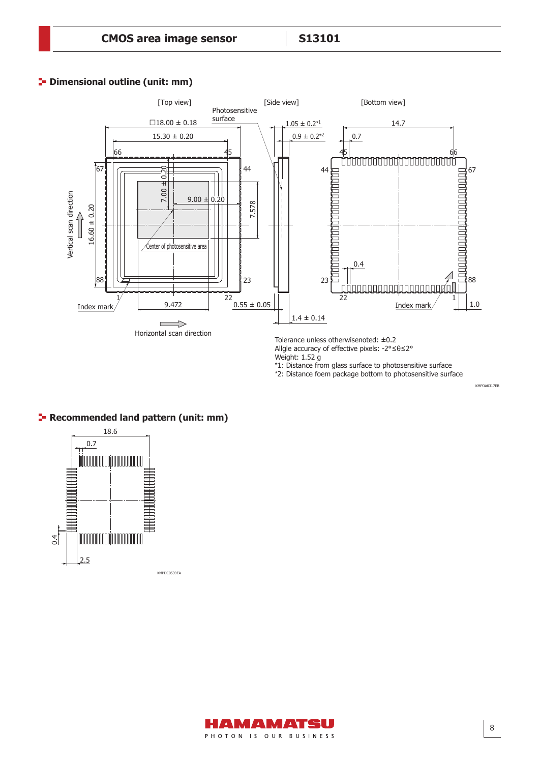## Dimensional outline (unit: mm)

Tolerance unless otherwisenoted: ±0.2
Allgle accuracy of effective pixels: -2°≤θ≤2°
Weight: 1.52 g
*1: Distance from glass surface to photosensitive surface
*2: Distance foem package bottom to photosensitive surface

KMPDA0317EB

## Recommended land pattern (unit: mm)

KMPDC0539EA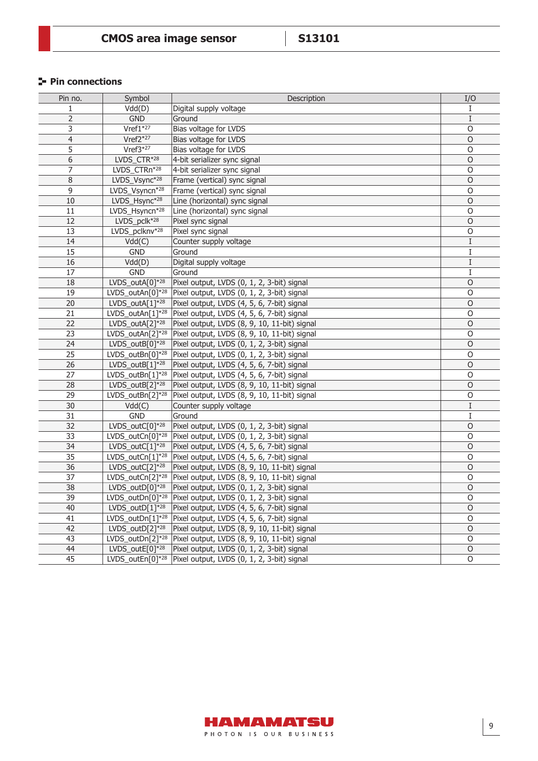## Pin connections

| Pin no. | Symbol | Description | I/O |
|---|---|---|---|
| 1 | Vdd(D) | Digital supply voltage | I |
| 2 | GND | Ground | I |
| 3 | Vref1*27 | Bias voltage for LVDS | O |
| 4 | Vref2*27 | Bias voltage for LVDS | O |
| 5 | Vref3*27 | Bias voltage for LVDS | O |
| 6 | LVDS_CTR*28 | 4-bit serializer sync signal | O |
| 7 | LVDS_CTRn*28 | 4-bit serializer sync signal | O |
| 8 | LVDS_Vsync*28 | Frame (vertical) sync signal | O |
| 9 | LVDS_Vsyncn*28 | Frame (vertical) sync signal | O |
| 10 | LVDS_Hsync*28 | Line (horizontal) sync signal | O |
| 11 | LVDS_Hsyncn*28 | Line (horizontal) sync signal | O |
| 12 | LVDS_pclk*28 | Pixel sync signal | O |
| 13 | LVDS_pclknv*28 | Pixel sync signal | O |
| 14 | Vdd(C) | Counter supply voltage | I |
| 15 | GND | Ground | I |
| 16 | Vdd(D) | Digital supply voltage | I |
| 17 | GND | Ground | I |
| 18 | LVDS_outA[0]*28 | Pixel output, LVDS (0, 1, 2, 3-bit) signal | O |
| 19 | LVDS_outAn[0]*28 | Pixel output, LVDS (0, 1, 2, 3-bit) signal | O |
| 20 | LVDS_outA[1]*28 | Pixel output, LVDS (4, 5, 6, 7-bit) signal | O |
| 21 | LVDS_outAn[1]*28 | Pixel output, LVDS (4, 5, 6, 7-bit) signal | O |
| 22 | LVDS_outA[2]*28 | Pixel output, LVDS (8, 9, 10, 11-bit) signal | O |
| 23 | LVDS_outAn[2]*28 | Pixel output, LVDS (8, 9, 10, 11-bit) signal | O |
| 24 | LVDS_outB[0]*28 | Pixel output, LVDS (0, 1, 2, 3-bit) signal | O |
| 25 | LVDS_outBn[0]*28 | Pixel output, LVDS (0, 1, 2, 3-bit) signal | O |
| 26 | LVDS_outB[1]*28 | Pixel output, LVDS (4, 5, 6, 7-bit) signal | O |
| 27 | LVDS_outBn[1]*28 | Pixel output, LVDS (4, 5, 6, 7-bit) signal | O |
| 28 | LVDS_outB[2]*28 | Pixel output, LVDS (8, 9, 10, 11-bit) signal | O |
| 29 | LVDS_outBn[2]*28 | Pixel output, LVDS (8, 9, 10, 11-bit) signal | O |
| 30 | Vdd(C) | Counter supply voltage | I |
| 31 | GND | Ground | I |
| 32 | LVDS_outC[0]*28 | Pixel output, LVDS (0, 1, 2, 3-bit) signal | O |
| 33 | LVDS_outCn[0]*28 | Pixel output, LVDS (0, 1, 2, 3-bit) signal | O |
| 34 | LVDS_outC[1]*28 | Pixel output, LVDS (4, 5, 6, 7-bit) signal | O |
| 35 | LVDS_outCn[1]*28 | Pixel output, LVDS (4, 5, 6, 7-bit) signal | O |
| 36 | LVDS_outC[2]*28 | Pixel output, LVDS (8, 9, 10, 11-bit) signal | O |
| 37 | LVDS_outCn[2]*28 | Pixel output, LVDS (8, 9, 10, 11-bit) signal | O |
| 38 | LVDS_outD[0]*28 | Pixel output, LVDS (0, 1, 2, 3-bit) signal | O |
| 39 | LVDS_outDn[0]*28 | Pixel output, LVDS (0, 1, 2, 3-bit) signal | O |
| 40 | LVDS_outD[1]*28 | Pixel output, LVDS (4, 5, 6, 7-bit) signal | O |
| 41 | LVDS_outDn[1]*28 | Pixel output, LVDS (4, 5, 6, 7-bit) signal | O |
| 42 | LVDS_outD[2]*28 | Pixel output, LVDS (8, 9, 10, 11-bit) signal | O |
| 43 | LVDS_outDn[2]*28 | Pixel output, LVDS (8, 9, 10, 11-bit) signal | O |
| 44 | LVDS_outE[0]*28 | Pixel output, LVDS (0, 1, 2, 3-bit) signal | O |
| 45 | LVDS_outEn[0]*28 | Pixel output, LVDS (0, 1, 2, 3-bit) signal | O |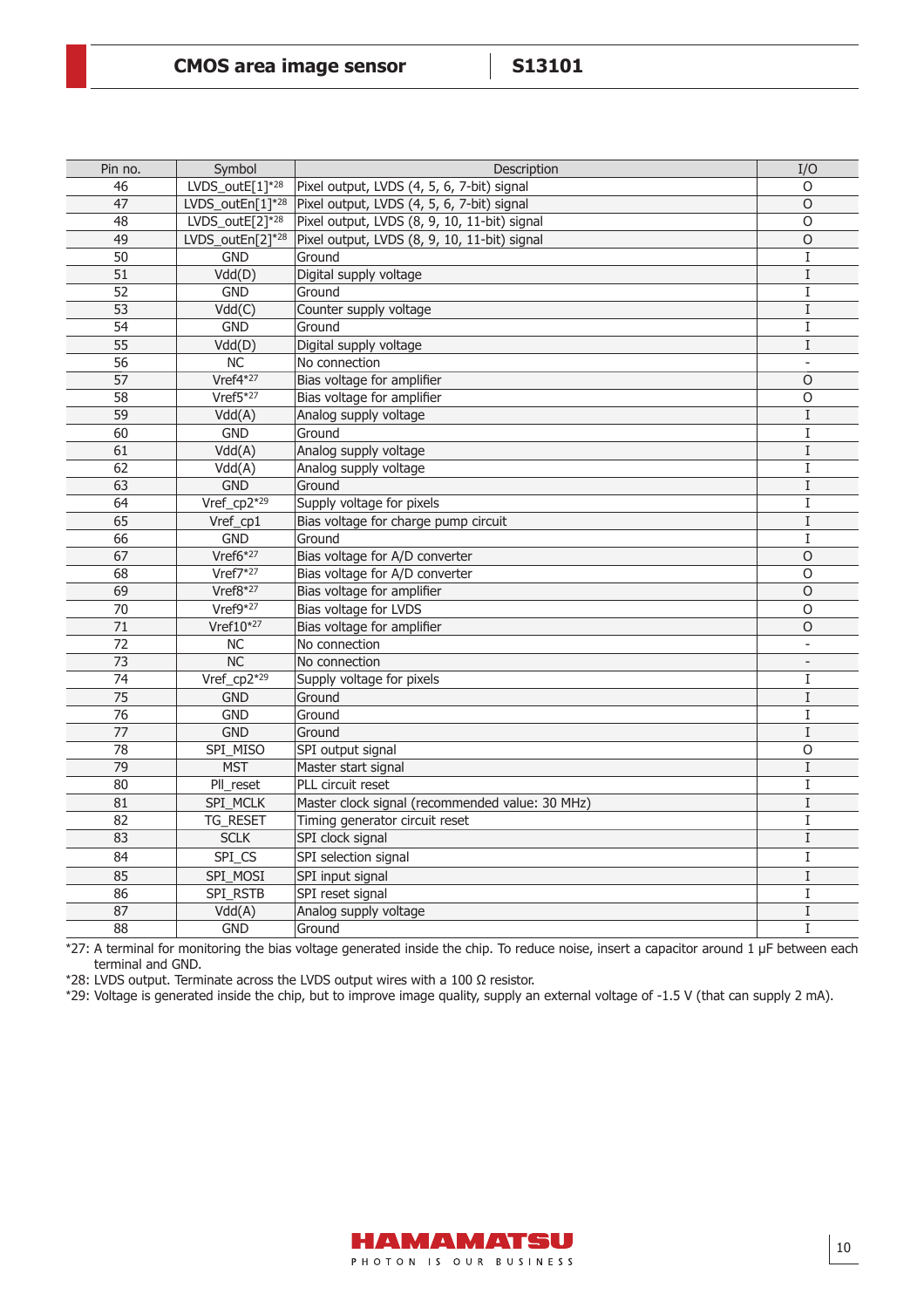| Pin no. | Symbol | Description | I/O |
|---|---|---|---|
| 46 | LVDS_outE[1]*28 | Pixel output, LVDS (4, 5, 6, 7-bit) signal | O |
| 47 | LVDS_outEn[1]*28 | Pixel output, LVDS (4, 5, 6, 7-bit) signal | O |
| 48 | LVDS_outE[2]*28 | Pixel output, LVDS (8, 9, 10, 11-bit) signal | O |
| 49 | LVDS_outEn[2]*28 | Pixel output, LVDS (8, 9, 10, 11-bit) signal | O |
| 50 | GND | Ground | I |
| 51 | Vdd(D) | Digital supply voltage | I |
| 52 | GND | Ground | I |
| 53 | Vdd(C) | Counter supply voltage | I |
| 54 | GND | Ground | I |
| 55 | Vdd(D) | Digital supply voltage | I |
| 56 | NC | No connection | - |
| 57 | Vref4*27 | Bias voltage for amplifier | O |
| 58 | Vref5*27 | Bias voltage for amplifier | O |
| 59 | Vdd(A) | Analog supply voltage | I |
| 60 | GND | Ground | I |
| 61 | Vdd(A) | Analog supply voltage | I |
| 62 | Vdd(A) | Analog supply voltage | I |
| 63 | GND | Ground | I |
| 64 | Vref_cp2*29 | Supply voltage for pixels | I |
| 65 | Vref_cp1 | Bias voltage for charge pump circuit | I |
| 66 | GND | Ground | I |
| 67 | Vref6*27 | Bias voltage for A/D converter | O |
| 68 | Vref7*27 | Bias voltage for A/D converter | O |
| 69 | Vref8*27 | Bias voltage for amplifier | O |
| 70 | Vref9*27 | Bias voltage for LVDS | O |
| 71 | Vref10*27 | Bias voltage for amplifier | O |
| 72 | NC | No connection | - |
| 73 | NC | No connection | - |
| 74 | Vref_cp2*29 | Supply voltage for pixels | I |
| 75 | GND | Ground | I |
| 76 | GND | Ground | I |
| 77 | GND | Ground | I |
| 78 | SPI_MISO | SPI output signal | O |
| 79 | MST | Master start signal | I |
| 80 | Pll_reset | PLL circuit reset | I |
| 81 | SPI_MCLK | Master clock signal (recommended value: 30 MHz) | I |
| 82 | TG_RESET | Timing generator circuit reset | I |
| 83 | SCLK | SPI clock signal | I |
| 84 | SPI_CS | SPI selection signal | I |
| 85 | SPI_MOSI | SPI input signal | I |
| 86 | SPI_RSTB | SPI reset signal | I |
| 87 | Vdd(A) | Analog supply voltage | I |
| 88 | GND | Ground | I |

*27: A terminal for monitoring the bias voltage generated inside the chip. To reduce noise, insert a capacitor around 1 μF between each terminal and GND.

*28: LVDS output. Terminate across the LVDS output wires with a 100 Ω resistor.

*29: Voltage is generated inside the chip, but to improve image quality, supply an external voltage of -1.5 V (that can supply 2 mA).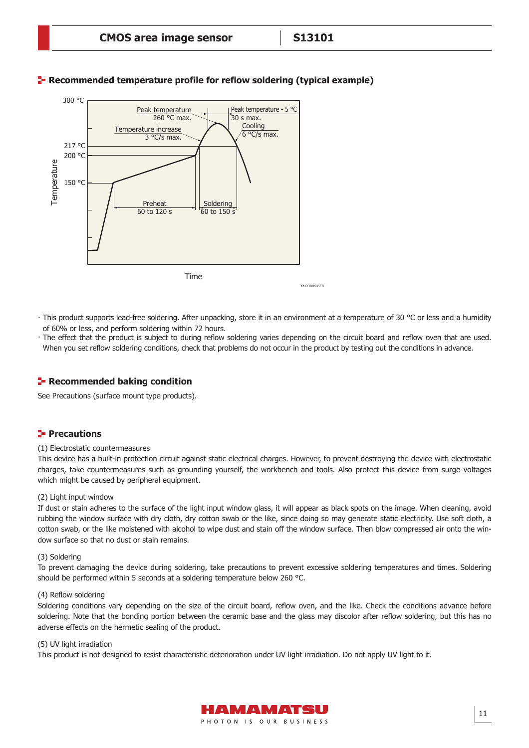## Recommended temperature profile for reflow soldering (typical example)

300 °C

Peak temperature
260 °C max.

Peak temperature - 5 °C
30 s max.

Temperature increase
3 °C/s max.

Cooling
6 °C/s max.

217 °C

200 °C

150 °C

Temperature

Preheat
60 to 120 s

Soldering
60 to 150 s

Time

KMPDB0405EB

· This product supports lead-free soldering. After unpacking, store it in an environment at a temperature of 30 °C or less and a humidity of 60% or less, and perform soldering within 72 hours.
· The effect that the product is subject to during reflow soldering varies depending on the circuit board and reflow oven that are used. When you set reflow soldering conditions, check that problems do not occur in the product by testing out the conditions in advance.

## Recommended baking condition

See Precautions (surface mount type products).

## Precautions

(1) Electrostatic countermeasures

This device has a built-in protection circuit against static electrical charges. However, to prevent destroying the device with electrostatic charges, take countermeasures such as grounding yourself, the workbench and tools. Also protect this device from surge voltages which might be caused by peripheral equipment.

(2) Light input window

If dust or stain adheres to the surface of the light input window glass, it will appear as black spots on the image. When cleaning, avoid rubbing the window surface with dry cloth, dry cotton swab or the like, since doing so may generate static electricity. Use soft cloth, a cotton swab, or the like moistened with alcohol to wipe dust and stain off the window surface. Then blow compressed air onto the window surface so that no dust or stain remains.

(3) Soldering

To prevent damaging the device during soldering, take precautions to prevent excessive soldering temperatures and times. Soldering should be performed within 5 seconds at a soldering temperature below 260 °C.

(4) Reflow soldering

Soldering conditions vary depending on the size of the circuit board, reflow oven, and the like. Check the conditions advance before soldering. Note that the bonding portion between the ceramic base and the glass may discolor after reflow soldering, but this has no adverse effects on the hermetic sealing of the product.

(5) UV light irradiation

This product is not designed to resist characteristic deterioration under UV light irradiation. Do not apply UV light to it.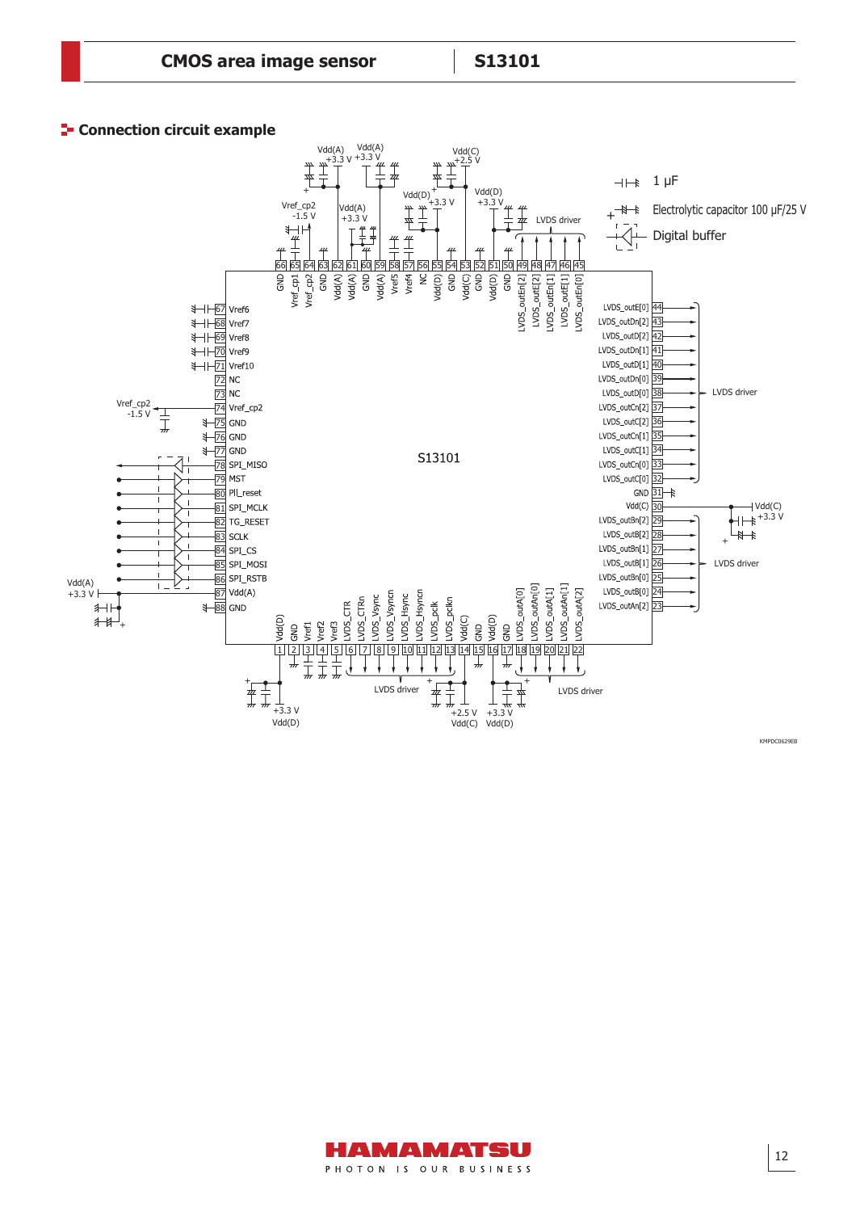## Connection circuit example

KMPDC0629EB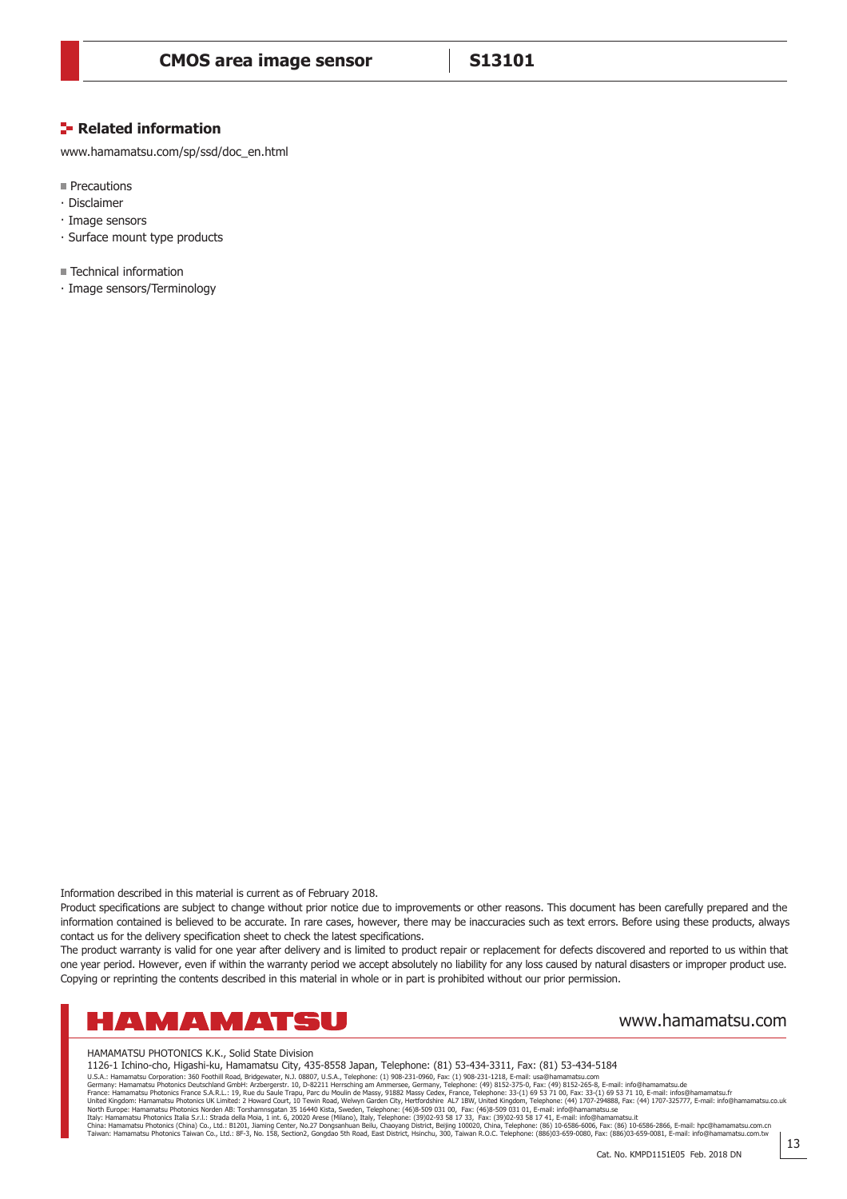## Related information

www.hamamatsu.com/sp/ssd/doc_en.html

- Precautions
  - · Disclaimer
  - · Image sensors
  - · Surface mount type products

- Technical information
  - · Image sensors/Terminology

Information described in this material is current as of February 2018.

Product specifications are subject to change without prior notice due to improvements or other reasons. This document has been carefully prepared and the information contained is believed to be accurate. In rare cases, however, there may be inaccuracies such as text errors. Before using these products, always contact us for the delivery specification sheet to check the latest specifications.

The product warranty is valid for one year after delivery and is limited to product repair or replacement for defects discovered and reported to us within that one year period. However, even if within the warranty period we accept absolutely no liability for any loss caused by natural disasters or improper product use. Copying or reprinting the contents described in this material in whole or in part is prohibited without our prior permission.

**HAMAMATSU**

www.hamamatsu.com

HAMAMATSU PHOTONICS K.K., Solid State Division

1126-1 Ichino-cho, Higashi-ku, Hamamatsu City, 435-8558 Japan, Telephone: (81) 53-434-3311, Fax: (81) 53-434-5184

U.S.A.: Hamamatsu Corporation: 360 Foothill Road, Bridgewater, N.J. 08807, U.S.A., Telephone: (1) 908-231-0960, Fax: (1) 908-231-1218, E-mail: usa@hamamatsu.com

Germany: Hamamatsu Photonics Deutschland GmbH: Arzbergerstr. 10, D-82211 Herrsching am Ammersee, Germany, Telephone: (49) 8152-375-0, Fax: (49) 8152-265-8, E-mail: info@hamamatsu.de

France: Hamamatsu Photonics France S.A.R.L.: 19, Rue du Saule Trapu, Parc du Moulin de Massy, 91882 Massy Cedex, France, Telephone: 33-(1) 69 53 71 00, Fax: 33-(1) 69 53 71 10, E-mail: infos@hamamatsu.fr

United Kingdom: Hamamatsu Photonics UK Limited: 2 Howard Court, 10 Tewin Road, Welwyn Garden City, Hertfordshire AL7 1BW, United Kingdom, Telephone: (44) 1707-294888, Fax: (44) 1707-325777, E-mail: info@hamamatsu.co.uk

North Europe: Hamamatsu Photonics Norden AB: Torshamnsgatan 35 16440 Kista, Sweden, Telephone: (46)8-509 031 00, Fax: (46)8-509 031 01, E-mail: info@hamamatsu.se

Italy: Hamamatsu Photonics Italia S.r.l.: Strada della Moia, 1 int. 6, 20020 Arese (Milano), Italy, Telephone: (39)02-93 58 17 33, Fax: (39)02-93 58 17 41, E-mail: info@hamamatsu.it

China: Hamamatsu Photonics (China) Co., Ltd.: B1201, Jiaming Center, No.27 Dongsanhuan Beilu, Chaoyang District, Beijing 100020, China, Telephone: (86) 10-6586-6006, Fax: (86) 10-6586-2866, E-mail: hpc@hamamatsu.com.cn

Taiwan: Hamamatsu Photonics Taiwan Co., Ltd.: 8F-3, No. 158, Section2, Gongdao 5th Road, East District, Hsinchu, 300, Taiwan R.O.C. Telephone: (886)03-659-0080, Fax: (886)03-659-0081, E-mail: info@hamamatsu.com.tw

Cat. No. KMPD1151E05 Feb. 2018 DN